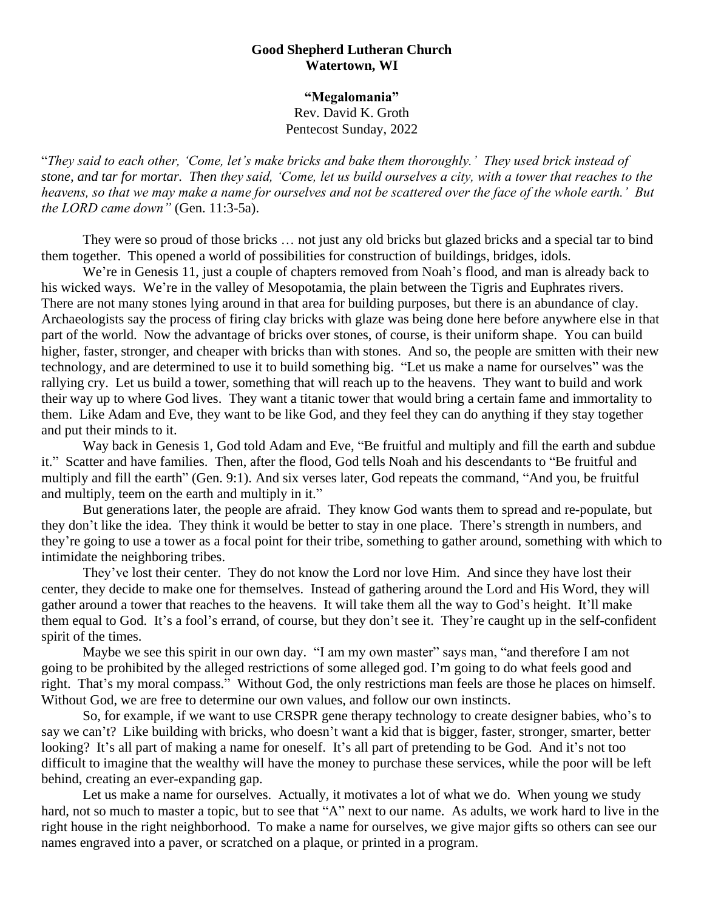**Good Shepherd Lutheran Church**
**Watertown, WI**

**"Megalomania"**
Rev. David K. Groth
Pentecost Sunday, 2022

"*They said to each other, 'Come, let's make bricks and bake them thoroughly.' They used brick instead of stone, and tar for mortar. Then they said, 'Come, let us build ourselves a city, with a tower that reaches to the heavens, so that we may make a name for ourselves and not be scattered over the face of the whole earth.' But the LORD came down"* (Gen. 11:3-5a).

They were so proud of those bricks … not just any old bricks but glazed bricks and a special tar to bind them together. This opened a world of possibilities for construction of buildings, bridges, idols.

We're in Genesis 11, just a couple of chapters removed from Noah's flood, and man is already back to his wicked ways. We're in the valley of Mesopotamia, the plain between the Tigris and Euphrates rivers. There are not many stones lying around in that area for building purposes, but there is an abundance of clay. Archaeologists say the process of firing clay bricks with glaze was being done here before anywhere else in that part of the world. Now the advantage of bricks over stones, of course, is their uniform shape. You can build higher, faster, stronger, and cheaper with bricks than with stones. And so, the people are smitten with their new technology, and are determined to use it to build something big. "Let us make a name for ourselves" was the rallying cry. Let us build a tower, something that will reach up to the heavens. They want to build and work their way up to where God lives. They want a titanic tower that would bring a certain fame and immortality to them. Like Adam and Eve, they want to be like God, and they feel they can do anything if they stay together and put their minds to it.

Way back in Genesis 1, God told Adam and Eve, "Be fruitful and multiply and fill the earth and subdue it." Scatter and have families. Then, after the flood, God tells Noah and his descendants to "Be fruitful and multiply and fill the earth" (Gen. 9:1). And six verses later, God repeats the command, "And you, be fruitful and multiply, teem on the earth and multiply in it."

But generations later, the people are afraid. They know God wants them to spread and re-populate, but they don't like the idea. They think it would be better to stay in one place. There's strength in numbers, and they're going to use a tower as a focal point for their tribe, something to gather around, something with which to intimidate the neighboring tribes.

They've lost their center. They do not know the Lord nor love Him. And since they have lost their center, they decide to make one for themselves. Instead of gathering around the Lord and His Word, they will gather around a tower that reaches to the heavens. It will take them all the way to God's height. It'll make them equal to God. It's a fool's errand, of course, but they don't see it. They're caught up in the self-confident spirit of the times.

Maybe we see this spirit in our own day. "I am my own master" says man, "and therefore I am not going to be prohibited by the alleged restrictions of some alleged god. I'm going to do what feels good and right. That's my moral compass." Without God, the only restrictions man feels are those he places on himself. Without God, we are free to determine our own values, and follow our own instincts.

So, for example, if we want to use CRSPR gene therapy technology to create designer babies, who's to say we can't? Like building with bricks, who doesn't want a kid that is bigger, faster, stronger, smarter, better looking? It's all part of making a name for oneself. It's all part of pretending to be God. And it's not too difficult to imagine that the wealthy will have the money to purchase these services, while the poor will be left behind, creating an ever-expanding gap.

Let us make a name for ourselves. Actually, it motivates a lot of what we do. When young we study hard, not so much to master a topic, but to see that "A" next to our name. As adults, we work hard to live in the right house in the right neighborhood. To make a name for ourselves, we give major gifts so others can see our names engraved into a paver, or scratched on a plaque, or printed in a program.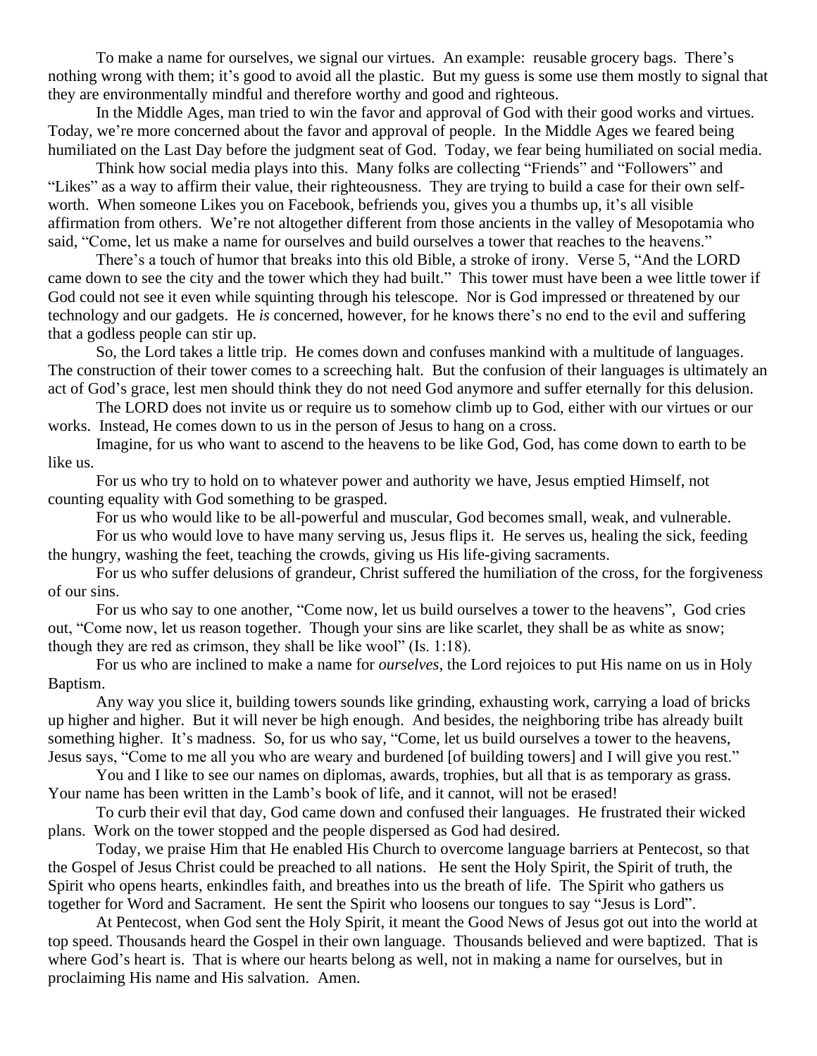To make a name for ourselves, we signal our virtues. An example: reusable grocery bags. There's nothing wrong with them; it's good to avoid all the plastic. But my guess is some use them mostly to signal that they are environmentally mindful and therefore worthy and good and righteous.

In the Middle Ages, man tried to win the favor and approval of God with their good works and virtues. Today, we're more concerned about the favor and approval of people. In the Middle Ages we feared being humiliated on the Last Day before the judgment seat of God. Today, we fear being humiliated on social media.

Think how social media plays into this. Many folks are collecting "Friends" and "Followers" and "Likes" as a way to affirm their value, their righteousness. They are trying to build a case for their own self-worth. When someone Likes you on Facebook, befriends you, gives you a thumbs up, it's all visible affirmation from others. We're not altogether different from those ancients in the valley of Mesopotamia who said, "Come, let us make a name for ourselves and build ourselves a tower that reaches to the heavens."

There's a touch of humor that breaks into this old Bible, a stroke of irony. Verse 5, "And the LORD came down to see the city and the tower which they had built." This tower must have been a wee little tower if God could not see it even while squinting through his telescope. Nor is God impressed or threatened by our technology and our gadgets. He *is* concerned, however, for he knows there's no end to the evil and suffering that a godless people can stir up.

So, the Lord takes a little trip. He comes down and confuses mankind with a multitude of languages. The construction of their tower comes to a screeching halt. But the confusion of their languages is ultimately an act of God's grace, lest men should think they do not need God anymore and suffer eternally for this delusion.

The LORD does not invite us or require us to somehow climb up to God, either with our virtues or our works. Instead, He comes down to us in the person of Jesus to hang on a cross.

Imagine, for us who want to ascend to the heavens to be like God, God, has come down to earth to be like us.

For us who try to hold on to whatever power and authority we have, Jesus emptied Himself, not counting equality with God something to be grasped.

For us who would like to be all-powerful and muscular, God becomes small, weak, and vulnerable.

For us who would love to have many serving us, Jesus flips it. He serves us, healing the sick, feeding the hungry, washing the feet, teaching the crowds, giving us His life-giving sacraments.

For us who suffer delusions of grandeur, Christ suffered the humiliation of the cross, for the forgiveness of our sins.

For us who say to one another, "Come now, let us build ourselves a tower to the heavens", God cries out, "Come now, let us reason together. Though your sins are like scarlet, they shall be as white as snow; though they are red as crimson, they shall be like wool" (Is. 1:18).

For us who are inclined to make a name for *ourselves*, the Lord rejoices to put His name on us in Holy Baptism.

Any way you slice it, building towers sounds like grinding, exhausting work, carrying a load of bricks up higher and higher. But it will never be high enough. And besides, the neighboring tribe has already built something higher. It's madness. So, for us who say, "Come, let us build ourselves a tower to the heavens, Jesus says, "Come to me all you who are weary and burdened [of building towers] and I will give you rest."

You and I like to see our names on diplomas, awards, trophies, but all that is as temporary as grass. Your name has been written in the Lamb's book of life, and it cannot, will not be erased!

To curb their evil that day, God came down and confused their languages. He frustrated their wicked plans. Work on the tower stopped and the people dispersed as God had desired.

Today, we praise Him that He enabled His Church to overcome language barriers at Pentecost, so that the Gospel of Jesus Christ could be preached to all nations. He sent the Holy Spirit, the Spirit of truth, the Spirit who opens hearts, enkindles faith, and breathes into us the breath of life. The Spirit who gathers us together for Word and Sacrament. He sent the Spirit who loosens our tongues to say "Jesus is Lord".

At Pentecost, when God sent the Holy Spirit, it meant the Good News of Jesus got out into the world at top speed. Thousands heard the Gospel in their own language. Thousands believed and were baptized. That is where God's heart is. That is where our hearts belong as well, not in making a name for ourselves, but in proclaiming His name and His salvation. Amen.